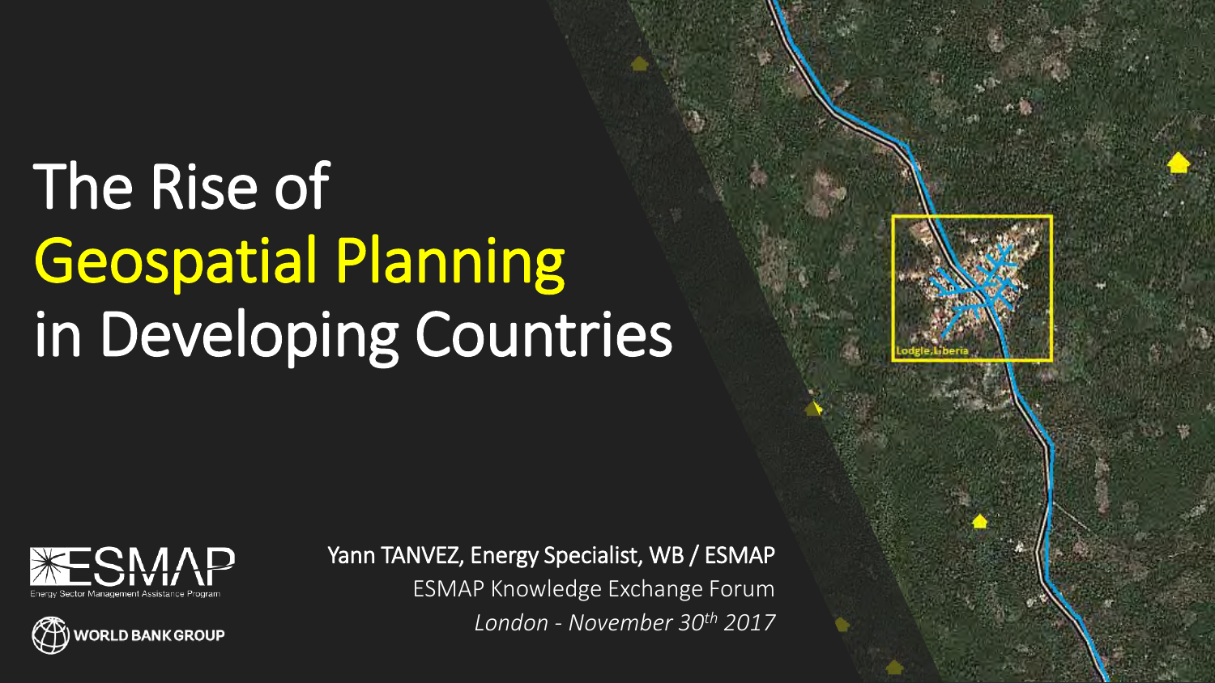# The Rise of Geospatial Planning in Developing Countries

Yann TANVEZ, Energy Specialist, WB / ESMAP

ESMAP Knowledge Exchange Forum

*London - November 30th 2017*

Lodgie,Liberia

ESMAP Energy Sector Management Assistance Program

WORLD BANK GROUP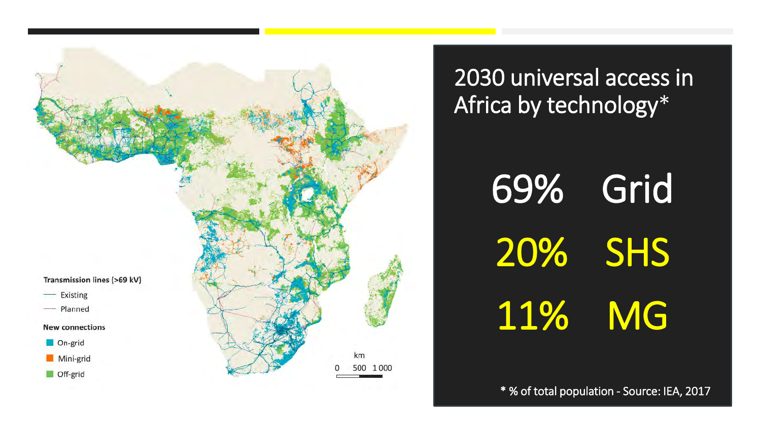# 2030 universal access in Africa by technology*

69% Grid

20% SHS

11% MG

Transmission lines (>69 kV)

- Existing
- Planned

New connections

- On-grid
- Mini-grid
- Off-grid

km 0 500 1 000

* % of total population - Source: IEA, 2017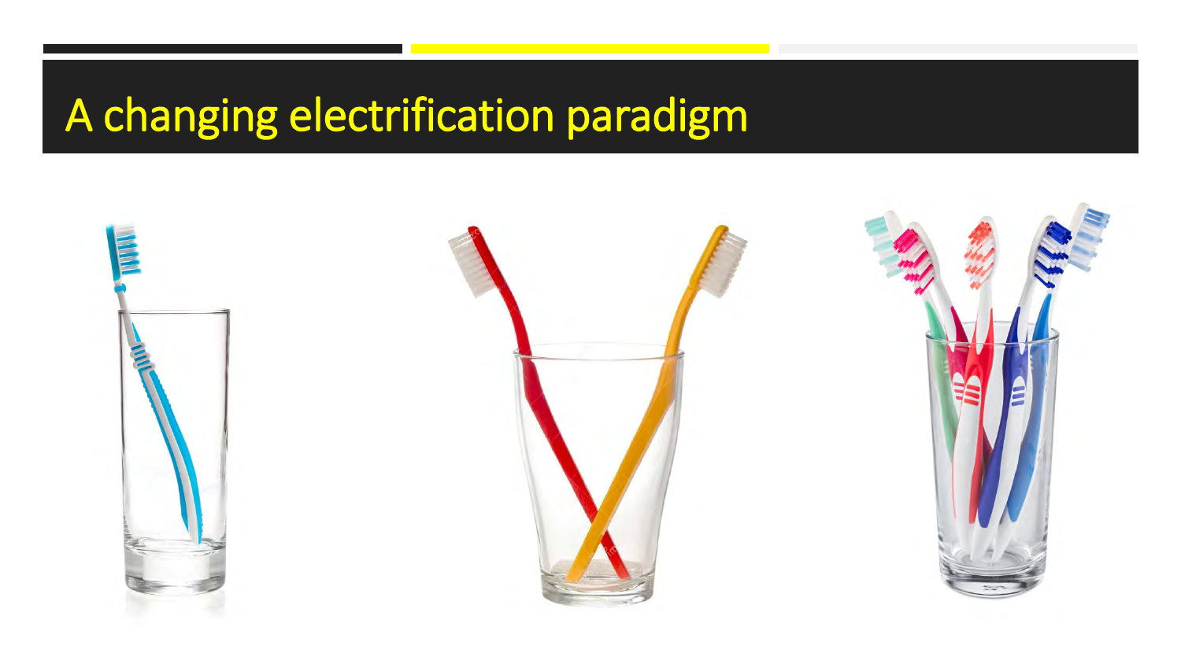# A changing electrification paradigm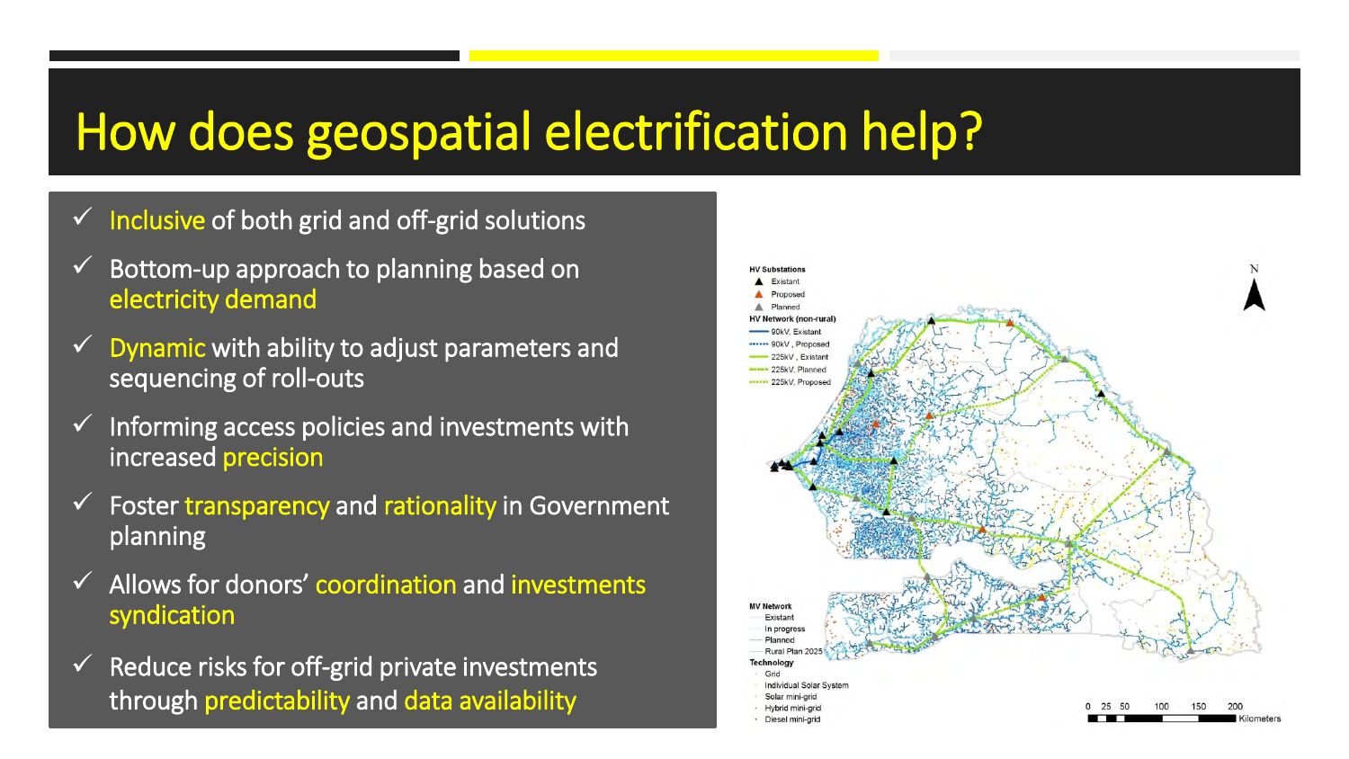# How does geospatial electrification help?

- ✓ Inclusive of both grid and off-grid solutions
- ✓ Bottom-up approach to planning based on electricity demand
- ✓ Dynamic with ability to adjust parameters and sequencing of roll-outs
- ✓ Informing access policies and investments with increased precision
- ✓ Foster transparency and rationality in Government planning
- ✓ Allows for donors' coordination and investments syndication
- ✓ Reduce risks for off-grid private investments through predictability and data availability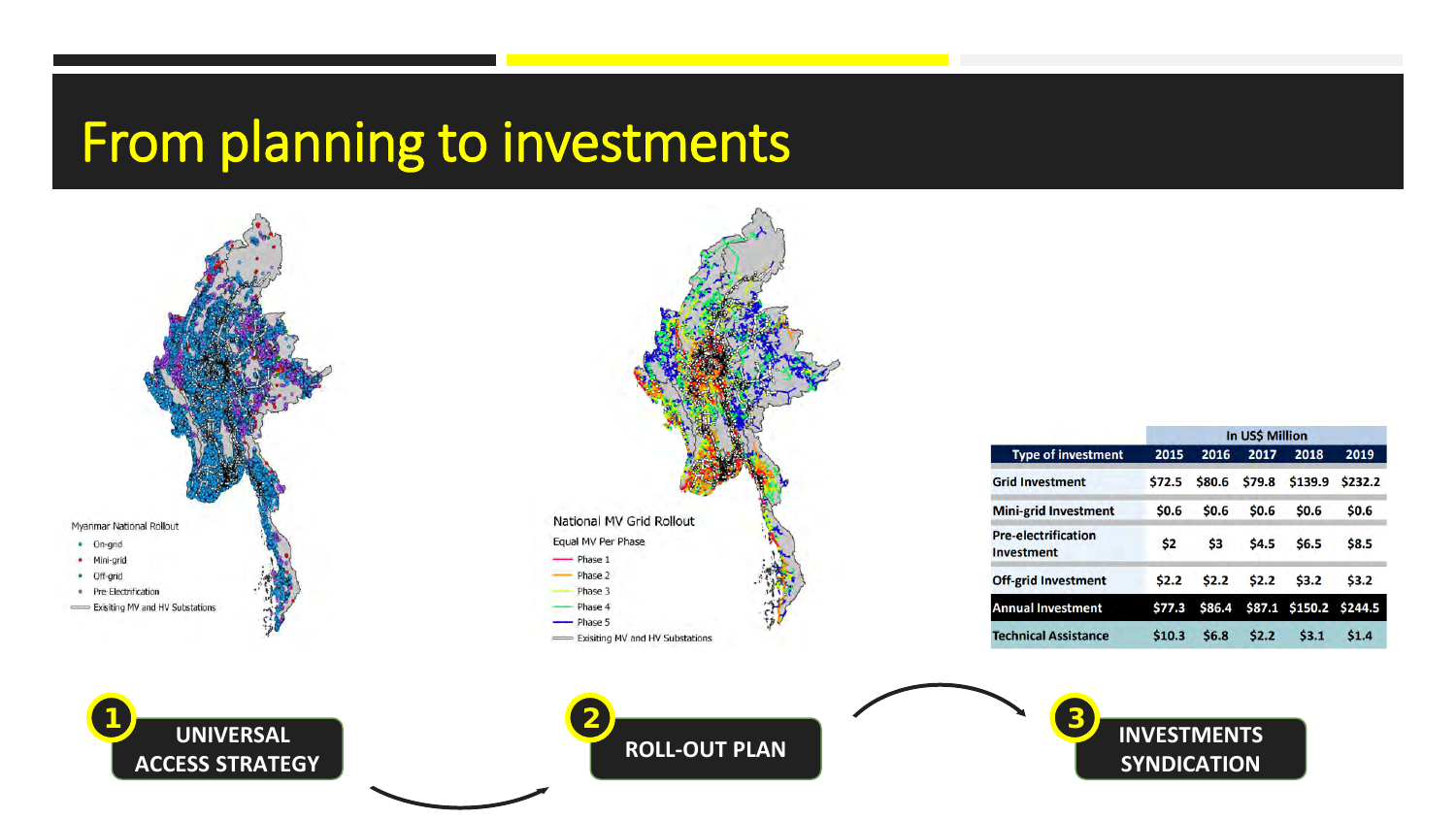# From planning to investments

Myanmar National Rollout
- On-grid
- Mini-grid
- Off-grid
- Pre-Electrification
- Exisiting MV and HV Substations

National MV Grid Rollout

Equal MV Per Phase
- Phase 1
- Phase 2
- Phase 3
- Phase 4
- Phase 5
- Exisiting MV and HV Substations

| | In US$ Million | | | | |
|---|---|---|---|---|---|
| **Type of investment** | **2015** | **2016** | **2017** | **2018** | **2019** |
| **Grid Investment** | $72.5 | $80.6 | $79.8 | $139.9 | $232.2 |
| **Mini-grid Investment** | $0.6 | $0.6 | $0.6 | $0.6 | $0.6 |
| **Pre-electrification Investment** | $2 | $3 | $4.5 | $6.5 | $8.5 |
| **Off-grid Investment** | $2.2 | $2.2 | $2.2 | $3.2 | $3.2 |
| **Annual Investment** | $77.3 | $86.4 | $87.1 | $150.2 | $244.5 |
| **Technical Assistance** | $10.3 | $6.8 | $2.2 | $3.1 | $1.4 |

1. UNIVERSAL ACCESS STRATEGY
2. ROLL-OUT PLAN
3. INVESTMENTS SYNDICATION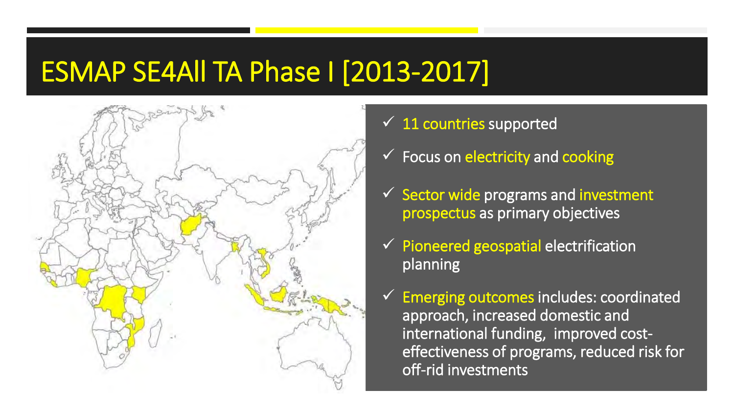# ESMAP SE4All TA Phase I [2013-2017]

- ✓ 11 countries supported
- ✓ Focus on electricity and cooking
- ✓ Sector wide programs and investment prospectus as primary objectives
- ✓ Pioneered geospatial electrification planning
- ✓ Emerging outcomes includes: coordinated approach, increased domestic and international funding, improved cost-effectiveness of programs, reduced risk for off-rid investments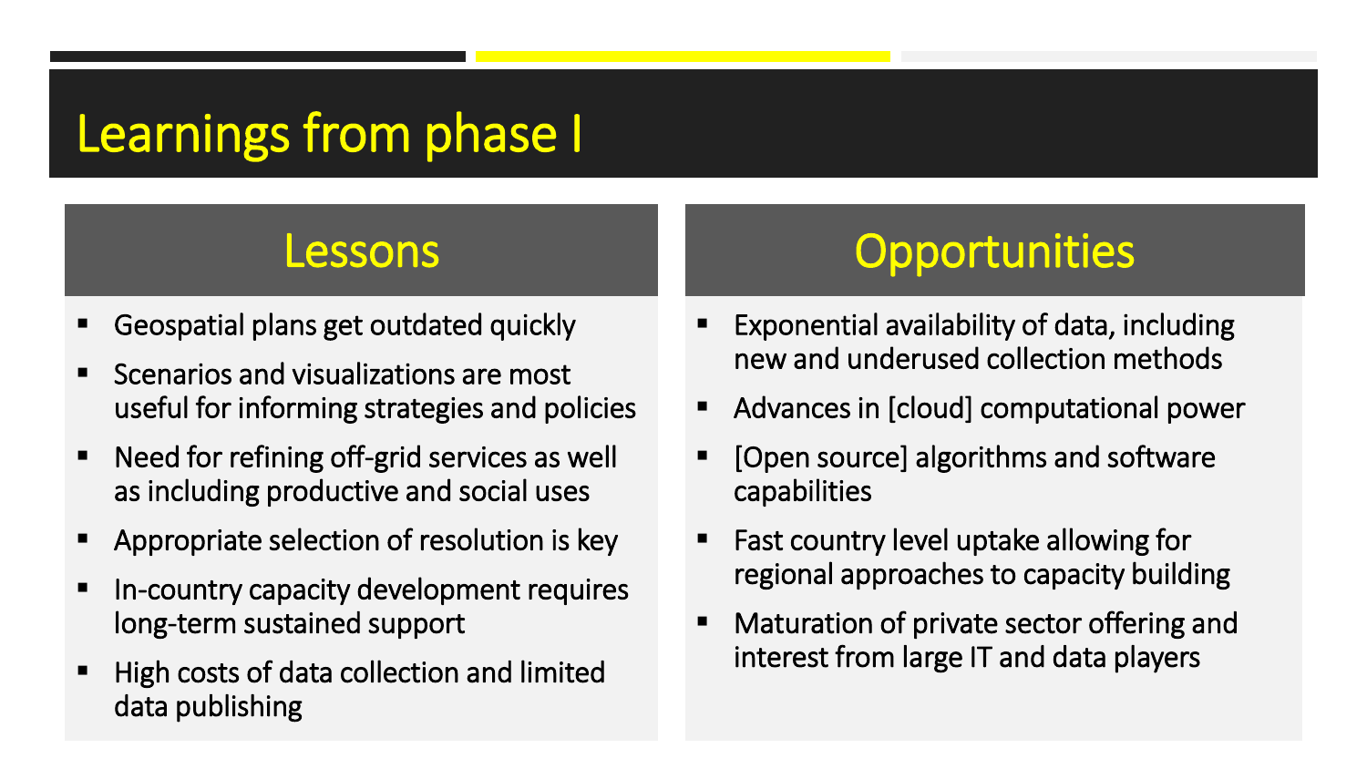# Learnings from phase I

## Lessons

- Geospatial plans get outdated quickly
- Scenarios and visualizations are most useful for informing strategies and policies
- Need for refining off-grid services as well as including productive and social uses
- Appropriate selection of resolution is key
- In-country capacity development requires long-term sustained support
- High costs of data collection and limited data publishing

## Opportunities

- Exponential availability of data, including new and underused collection methods
- Advances in [cloud] computational power
- [Open source] algorithms and software capabilities
- Fast country level uptake allowing for regional approaches to capacity building
- Maturation of private sector offering and interest from large IT and data players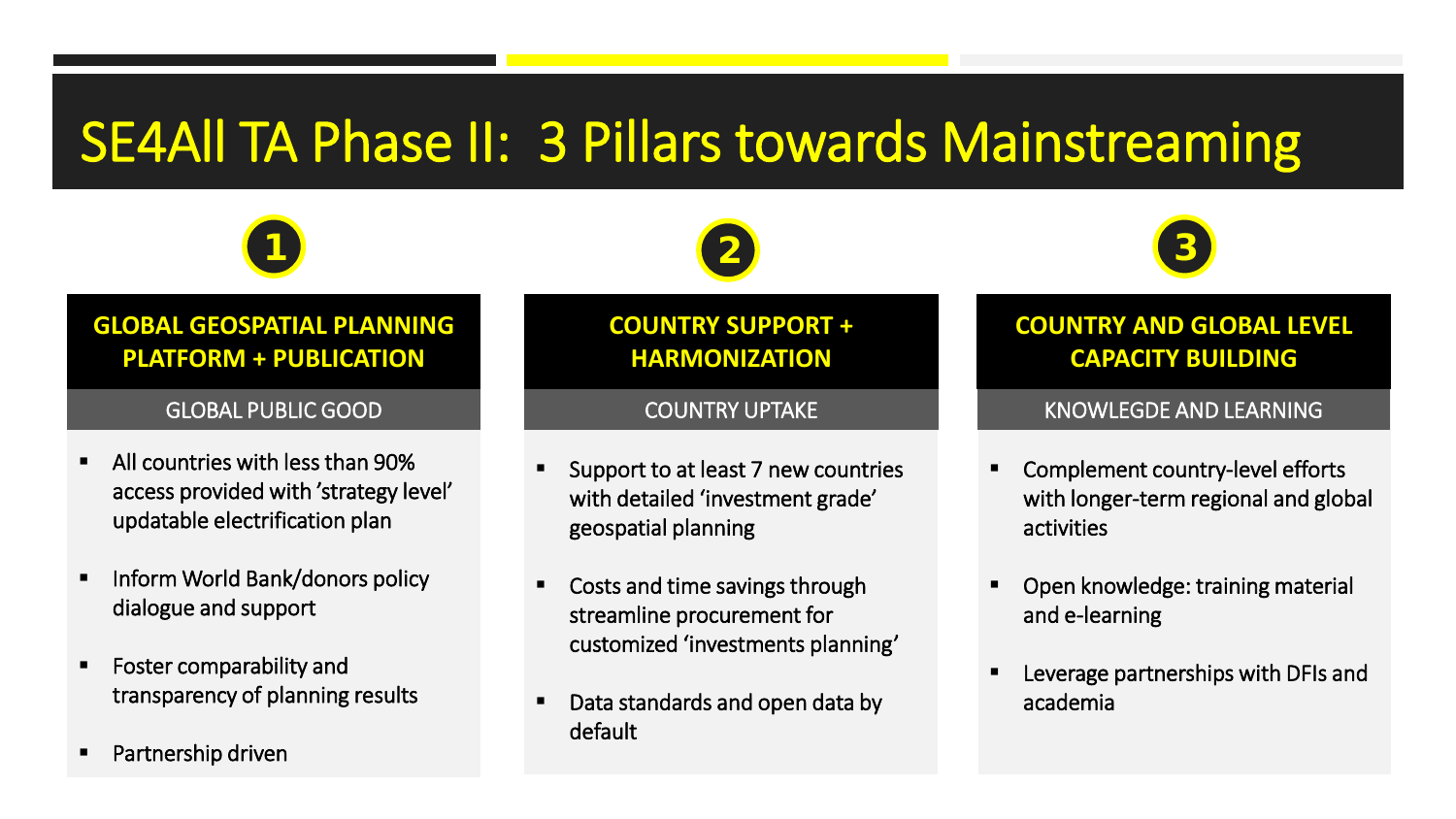# SE4All TA Phase II: 3 Pillars towards Mainstreaming

## 1

### GLOBAL GEOSPATIAL PLANNING PLATFORM + PUBLICATION

GLOBAL PUBLIC GOOD

- All countries with less than 90% access provided with 'strategy level' updatable electrification plan
- Inform World Bank/donors policy dialogue and support
- Foster comparability and transparency of planning results
- Partnership driven

## 2

### COUNTRY SUPPORT + HARMONIZATION

COUNTRY UPTAKE

- Support to at least 7 new countries with detailed 'investment grade' geospatial planning
- Costs and time savings through streamline procurement for customized 'investments planning'
- Data standards and open data by default

## 3

### COUNTRY AND GLOBAL LEVEL CAPACITY BUILDING

KNOWLEGDE AND LEARNING

- Complement country-level efforts with longer-term regional and global activities
- Open knowledge: training material and e-learning
- Leverage partnerships with DFIs and academia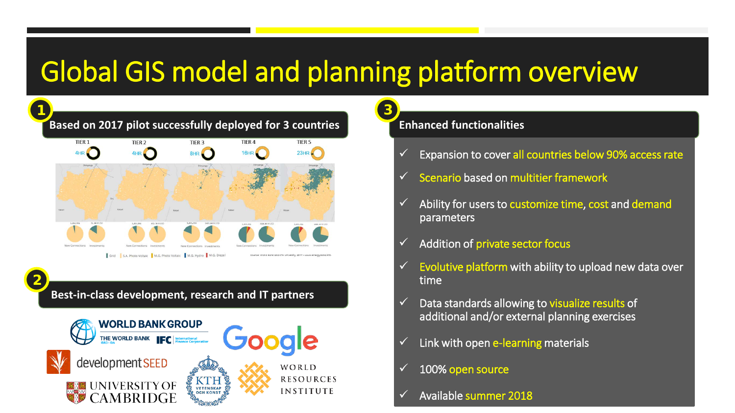# Global GIS model and planning platform overview

## 1 Based on 2017 pilot successfully deployed for 3 countries

TIER 1 — 4HR
TIER 2 — 4HR
TIER 3 — 8HR
TIER 4 — 16HR
TIER 5 — 23HR

Grid | S.A. Photo Voltaic | M.G. Photo Voltaic | M.G. Hydro | M.G. Diesel

## 2 Best-in-class development, research and IT partners

WORLD BANK GROUP (THE WORLD BANK, IFC International Finance Corporation), Google, developmentSEED, KTH Vetenskap och Konst, World Resources Institute, University of Cambridge

## 3 Enhanced functionalities

- ✓ Expansion to cover all countries below 90% access rate
- ✓ Scenario based on multitier framework
- ✓ Ability for users to customize time, cost and demand parameters
- ✓ Addition of private sector focus
- ✓ Evolutive platform with ability to upload new data over time
- ✓ Data standards allowing to visualize results of additional and/or external planning exercises
- ✓ Link with open e-learning materials
- ✓ 100% open source
- ✓ Available summer 2018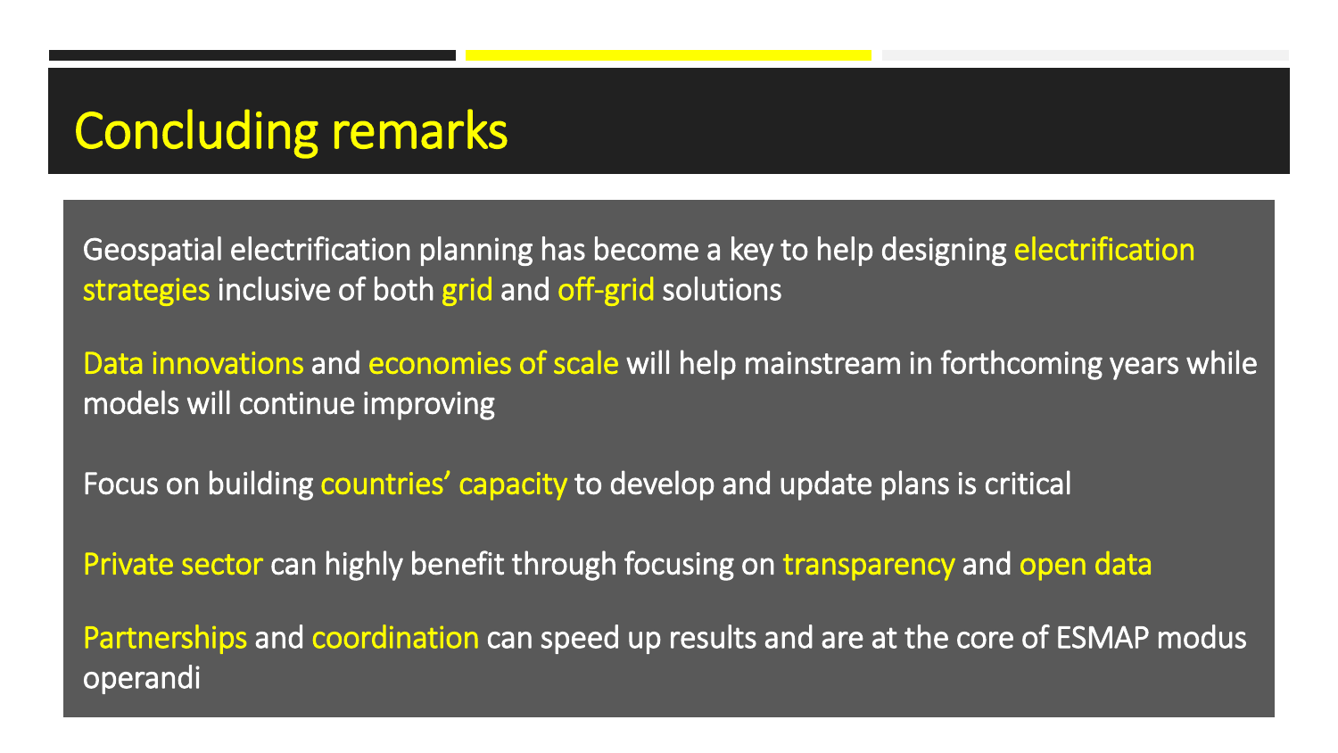# Concluding remarks

Geospatial electrification planning has become a key to help designing electrification strategies inclusive of both grid and off-grid solutions

Data innovations and economies of scale will help mainstream in forthcoming years while models will continue improving

Focus on building countries' capacity to develop and update plans is critical

Private sector can highly benefit through focusing on transparency and open data

Partnerships and coordination can speed up results and are at the core of ESMAP modus operandi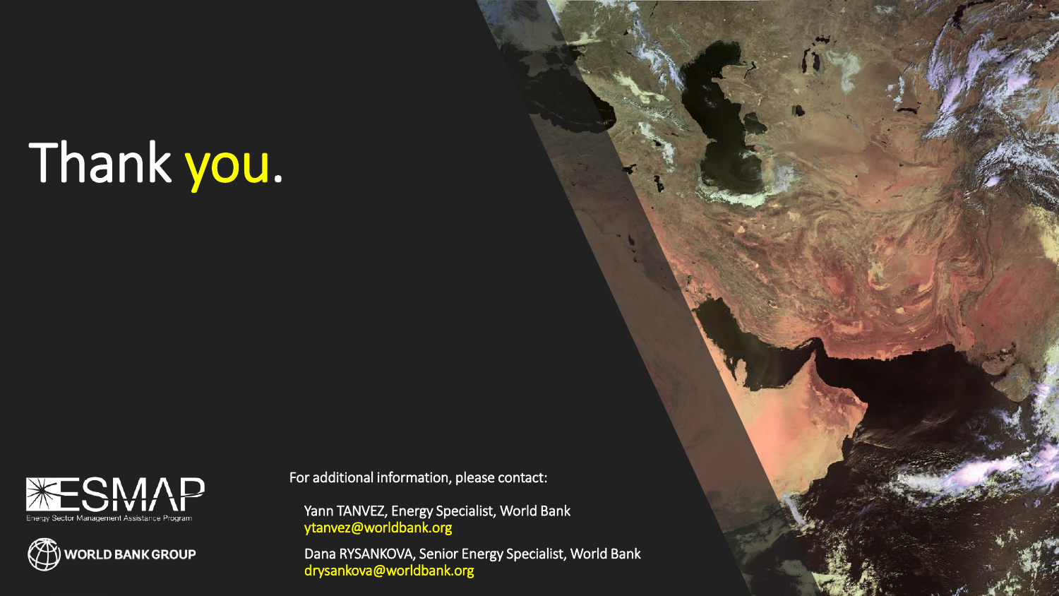# Thank you.

ESMAP
Energy Sector Management Assistance Program

WORLD BANK GROUP

For additional information, please contact:

Yann TANVEZ, Energy Specialist, World Bank
ytanvez@worldbank.org

Dana RYSANKOVA, Senior Energy Specialist, World Bank
drysankova@worldbank.org